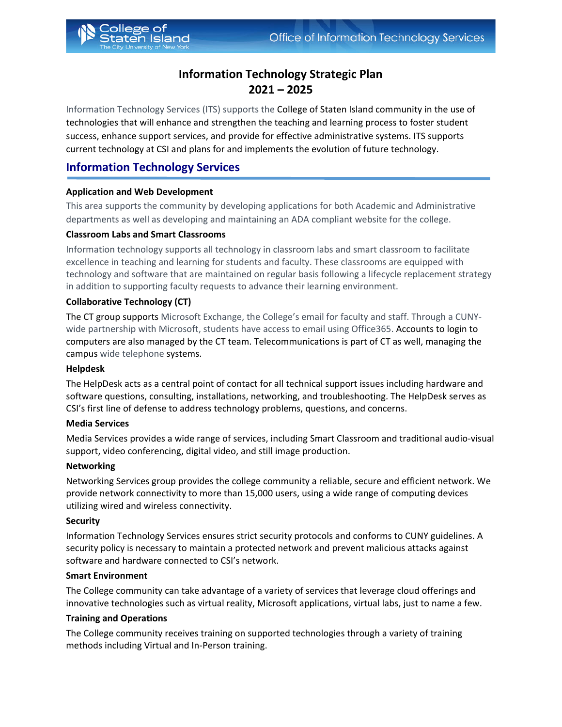# Information Technology Strategic Plan
# 2021 – 2025

Information Technology Services (ITS) supports the College of Staten Island community in the use of technologies that will enhance and strengthen the teaching and learning process to foster student success, enhance support services, and provide for effective administrative systems. ITS supports current technology at CSI and plans for and implements the evolution of future technology.

## Information Technology Services

**Application and Web Development**

This area supports the community by developing applications for both Academic and Administrative departments as well as developing and maintaining an ADA compliant website for the college.

**Classroom Labs and Smart Classrooms**

Information technology supports all technology in classroom labs and smart classroom to facilitate excellence in teaching and learning for students and faculty. These classrooms are equipped with technology and software that are maintained on regular basis following a lifecycle replacement strategy in addition to supporting faculty requests to advance their learning environment.

**Collaborative Technology (CT)**

The CT group supports Microsoft Exchange, the College's email for faculty and staff. Through a CUNY-wide partnership with Microsoft, students have access to email using Office365. Accounts to login to computers are also managed by the CT team. Telecommunications is part of CT as well, managing the campus wide telephone systems.

**Helpdesk**

The HelpDesk acts as a central point of contact for all technical support issues including hardware and software questions, consulting, installations, networking, and troubleshooting. The HelpDesk serves as CSI's first line of defense to address technology problems, questions, and concerns.

**Media Services**

Media Services provides a wide range of services, including Smart Classroom and traditional audio-visual support, video conferencing, digital video, and still image production.

**Networking**

Networking Services group provides the college community a reliable, secure and efficient network. We provide network connectivity to more than 15,000 users, using a wide range of computing devices utilizing wired and wireless connectivity.

**Security**

Information Technology Services ensures strict security protocols and conforms to CUNY guidelines. A security policy is necessary to maintain a protected network and prevent malicious attacks against software and hardware connected to CSI's network.

**Smart Environment**

The College community can take advantage of a variety of services that leverage cloud offerings and innovative technologies such as virtual reality, Microsoft applications, virtual labs, just to name a few.

**Training and Operations**

The College community receives training on supported technologies through a variety of training methods including Virtual and In-Person training.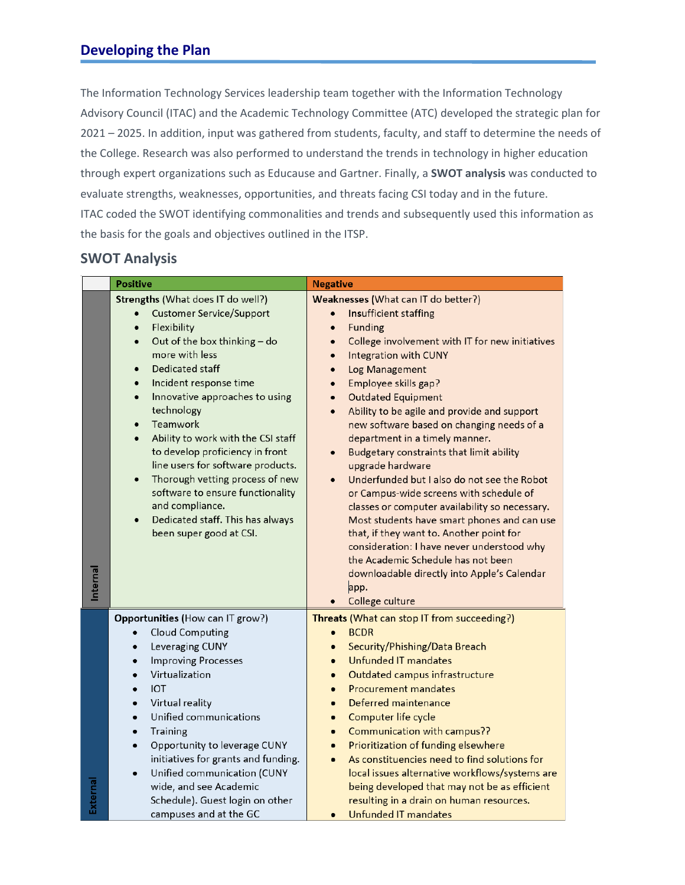## Developing the Plan

The Information Technology Services leadership team together with the Information Technology Advisory Council (ITAC) and the Academic Technology Committee (ATC) developed the strategic plan for 2021 – 2025. In addition, input was gathered from students, faculty, and staff to determine the needs of the College. Research was also performed to understand the trends in technology in higher education through expert organizations such as Educause and Gartner. Finally, a **SWOT analysis** was conducted to evaluate strengths, weaknesses, opportunities, and threats facing CSI today and in the future. ITAC coded the SWOT identifying commonalities and trends and subsequently used this information as the basis for the goals and objectives outlined in the ITSP.

### SWOT Analysis

| | **Positive** | **Negative** |
|---|---|---|
| **Internal** | **Strengths** (What does IT do well?)<br>• Customer Service/Support<br>• Flexibility<br>• Out of the box thinking – do more with less<br>• Dedicated staff<br>• Incident response time<br>• Innovative approaches to using technology<br>• Teamwork<br>• Ability to work with the CSI staff to develop proficiency in front line users for software products.<br>• Thorough vetting process of new software to ensure functionality and compliance.<br>• Dedicated staff. This has always been super good at CSI. | **Weaknesses** (What can IT do better?)<br>• Insufficient staffing<br>• Funding<br>• College involvement with IT for new initiatives<br>• Integration with CUNY<br>• Log Management<br>• Employee skills gap?<br>• Outdated Equipment<br>• Ability to be agile and provide and support new software based on changing needs of a department in a timely manner.<br>• Budgetary constraints that limit ability upgrade hardware<br>• Underfunded but I also do not see the Robot or Campus-wide screens with schedule of classes or computer availability so necessary. Most students have smart phones and can use that, if they want to. Another point for consideration: I have never understood why the Academic Schedule has not been downloadable directly into Apple's Calendar app.<br>• College culture |
| **External** | **Opportunities** (How can IT grow?)<br>• Cloud Computing<br>• Leveraging CUNY<br>• Improving Processes<br>• Virtualization<br>• IOT<br>• Virtual reality<br>• Unified communications<br>• Training<br>• Opportunity to leverage CUNY initiatives for grants and funding.<br>• Unified communication (CUNY wide, and see Academic Schedule). Guest login on other campuses and at the GC | **Threats** (What can stop IT from succeeding?)<br>• BCDR<br>• Security/Phishing/Data Breach<br>• Unfunded IT mandates<br>• Outdated campus infrastructure<br>• Procurement mandates<br>• Deferred maintenance<br>• Computer life cycle<br>• Communication with campus??<br>• Prioritization of funding elsewhere<br>• As constituencies need to find solutions for local issues alternative workflows/systems are being developed that may not be as efficient resulting in a drain on human resources.<br>• Unfunded IT mandates |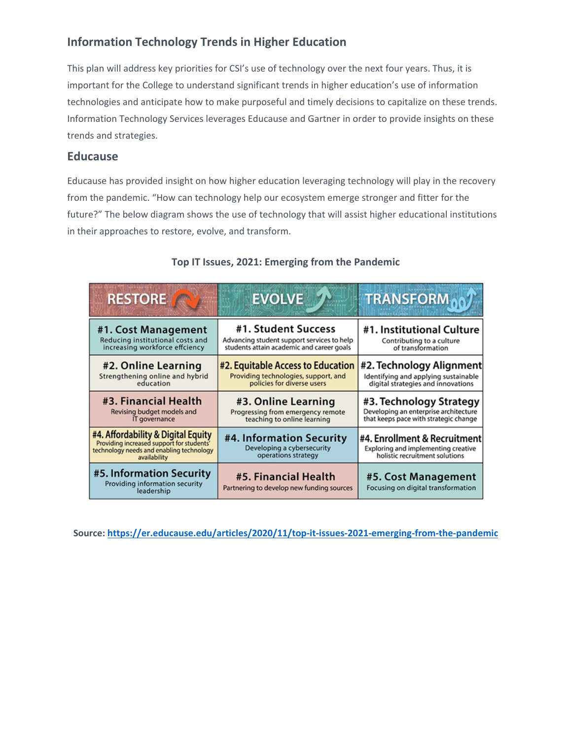## Information Technology Trends in Higher Education

This plan will address key priorities for CSI's use of technology over the next four years. Thus, it is important for the College to understand significant trends in higher education's use of information technologies and anticipate how to make purposeful and timely decisions to capitalize on these trends. Information Technology Services leverages Educause and Gartner in order to provide insights on these trends and strategies.

## Educause

Educause has provided insight on how higher education leveraging technology will play in the recovery from the pandemic. "How can technology help our ecosystem emerge stronger and fitter for the future?" The below diagram shows the use of technology that will assist higher educational institutions in their approaches to restore, evolve, and transform.

**Top IT Issues, 2021: Emerging from the Pandemic**

| RESTORE | EVOLVE | TRANSFORM |
|---|---|---|
| **#1. Cost Management** Reducing institutional costs and increasing workforce effciency | **#1. Student Success** Advancing student support services to help students attain academic and career goals | **#1. Institutional Culture** Contributing to a culture of transformation |
| **#2. Online Learning** Strengthening online and hybrid education | **#2. Equitable Access to Education** Providing technologies, support, and policies for diverse users | **#2. Technology Alignment** Identifying and applying sustainable digital strategies and innovations |
| **#3. Financial Health** Revising budget models and IT governance | **#3. Online Learning** Progressing from emergency remote teaching to online learning | **#3. Technology Strategy** Developing an enterprise architecture that keeps pace with strategic change |
| **#4. Affordability & Digital Equity** Providing increased support for students' technology needs and enabling technology availability | **#4. Information Security** Developing a cybersecurity operations strategy | **#4. Enrollment & Recruitment** Exploring and implementing creative holistic recruitment solutions |
| **#5. Information Security** Providing information security leadership | **#5. Financial Health** Partnering to develop new funding sources | **#5. Cost Management** Focusing on digital transformation |

**Source: [https://er.educause.edu/articles/2020/11/top-it-issues-2021-emerging-from-the-pandemic](https://er.educause.edu/articles/2020/11/top-it-issues-2021-emerging-from-the-pandemic)**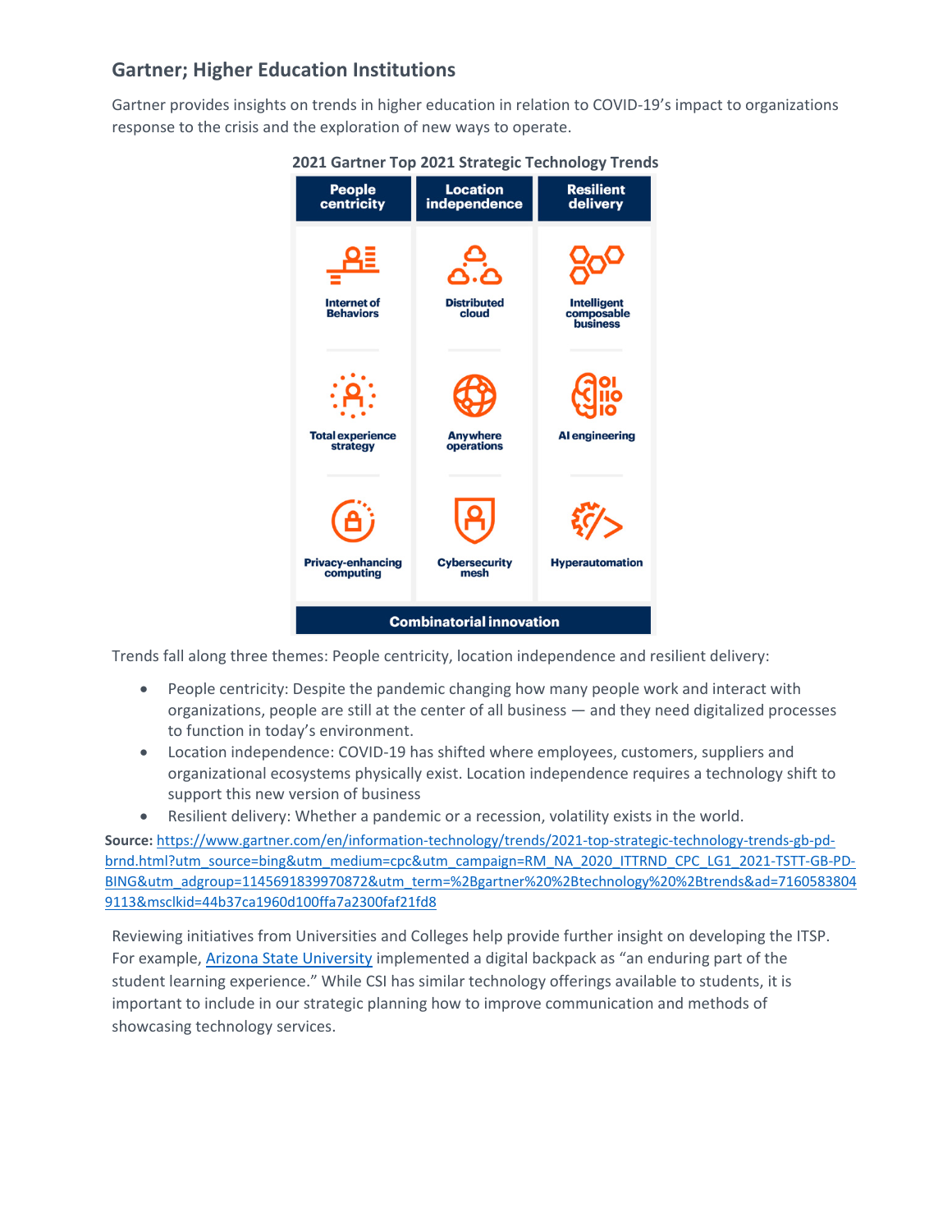## Gartner; Higher Education Institutions

Gartner provides insights on trends in higher education in relation to COVID-19's impact to organizations response to the crisis and the exploration of new ways to operate.

**2021 Gartner Top 2021 Strategic Technology Trends**

People centricity
Internet of Behaviors
Total experience strategy
Privacy-enhancing computing

Location independence
Distributed cloud
Anywhere operations
Cybersecurity mesh

Resilient delivery
Intelligent composable business
AI engineering
Hyperautomation

Combinatorial innovation

Trends fall along three themes: People centricity, location independence and resilient delivery:

- People centricity: Despite the pandemic changing how many people work and interact with organizations, people are still at the center of all business — and they need digitalized processes to function in today's environment.
- Location independence: COVID-19 has shifted where employees, customers, suppliers and organizational ecosystems physically exist. Location independence requires a technology shift to support this new version of business
- Resilient delivery: Whether a pandemic or a recession, volatility exists in the world.

**Source:** https://www.gartner.com/en/information-technology/trends/2021-top-strategic-technology-trends-gb-pd-brnd.html?utm_source=bing&utm_medium=cpc&utm_campaign=RM_NA_2020_ITTRND_CPC_LG1_2021-TSTT-GB-PD-BING&utm_adgroup=1145691839970872&utm_term=%2Bgartner%20%2Btechnology%20%2Btrends&ad=71605838049113&msclkid=44b37ca1960d100ffa7a2300faf21fd8

Reviewing initiatives from Universities and Colleges help provide further insight on developing the ITSP. For example, Arizona State University implemented a digital backpack as "an enduring part of the student learning experience." While CSI has similar technology offerings available to students, it is important to include in our strategic planning how to improve communication and methods of showcasing technology services.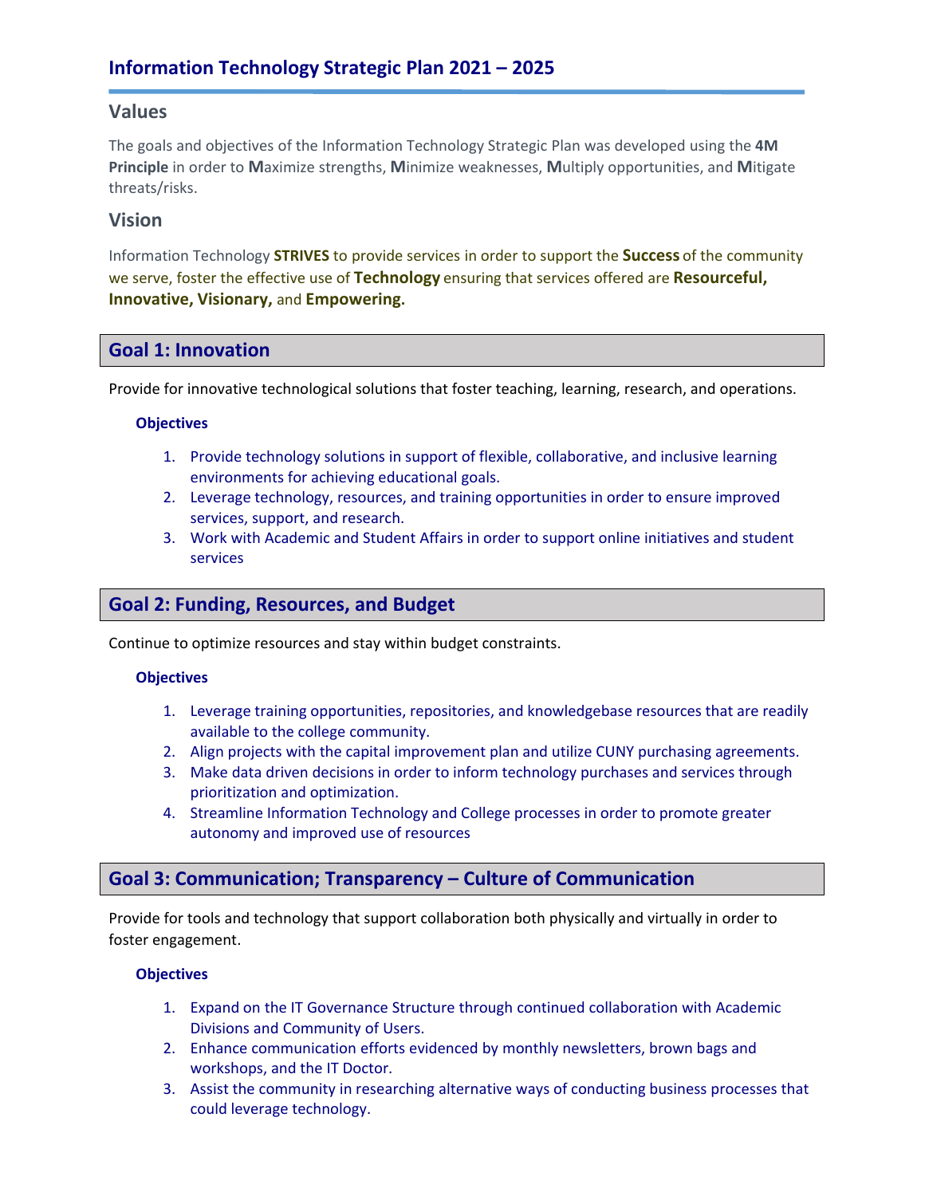# Information Technology Strategic Plan 2021 – 2025

## Values

The goals and objectives of the Information Technology Strategic Plan was developed using the **4M Principle** in order to **M**aximize strengths, **M**inimize weaknesses, **M**ultiply opportunities, and **M**itigate threats/risks.

## Vision

Information Technology **STRIVES** to provide services in order to support the **Success** of the community we serve, foster the effective use of **Technology** ensuring that services offered are **Resourceful, Innovative, Visionary,** and **Empowering.**

## Goal 1: Innovation

Provide for innovative technological solutions that foster teaching, learning, research, and operations.

### Objectives

1. Provide technology solutions in support of flexible, collaborative, and inclusive learning environments for achieving educational goals.
2. Leverage technology, resources, and training opportunities in order to ensure improved services, support, and research.
3. Work with Academic and Student Affairs in order to support online initiatives and student services

## Goal 2: Funding, Resources, and Budget

Continue to optimize resources and stay within budget constraints.

### Objectives

1. Leverage training opportunities, repositories, and knowledgebase resources that are readily available to the college community.
2. Align projects with the capital improvement plan and utilize CUNY purchasing agreements.
3. Make data driven decisions in order to inform technology purchases and services through prioritization and optimization.
4. Streamline Information Technology and College processes in order to promote greater autonomy and improved use of resources

## Goal 3: Communication; Transparency – Culture of Communication

Provide for tools and technology that support collaboration both physically and virtually in order to foster engagement.

### Objectives

1. Expand on the IT Governance Structure through continued collaboration with Academic Divisions and Community of Users.
2. Enhance communication efforts evidenced by monthly newsletters, brown bags and workshops, and the IT Doctor.
3. Assist the community in researching alternative ways of conducting business processes that could leverage technology.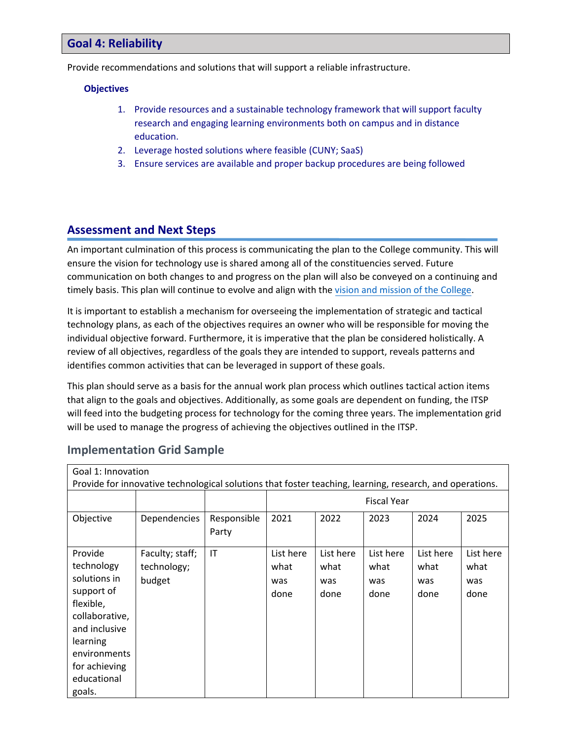## Goal 4: Reliability

Provide recommendations and solutions that will support a reliable infrastructure.

**Objectives**

1. Provide resources and a sustainable technology framework that will support faculty research and engaging learning environments both on campus and in distance education.
2. Leverage hosted solutions where feasible (CUNY; SaaS)
3. Ensure services are available and proper backup procedures are being followed

## Assessment and Next Steps

An important culmination of this process is communicating the plan to the College community. This will ensure the vision for technology use is shared among all of the constituencies served. Future communication on both changes to and progress on the plan will also be conveyed on a continuing and timely basis. This plan will continue to evolve and align with the vision and mission of the College.

It is important to establish a mechanism for overseeing the implementation of strategic and tactical technology plans, as each of the objectives requires an owner who will be responsible for moving the individual objective forward. Furthermore, it is imperative that the plan be considered holistically. A review of all objectives, regardless of the goals they are intended to support, reveals patterns and identifies common activities that can be leveraged in support of these goals.

This plan should serve as a basis for the annual work plan process which outlines tactical action items that align to the goals and objectives. Additionally, as some goals are dependent on funding, the ITSP will feed into the budgeting process for technology for the coming three years. The implementation grid will be used to manage the progress of achieving the objectives outlined in the ITSP.

### Implementation Grid Sample

| Goal 1: Innovation<br>Provide for innovative technological solutions that foster teaching, learning, research, and operations. | | | | | | | |
|---|---|---|---|---|---|---|---|
| | | | Fiscal Year | | | | |
| Objective | Dependencies | Responsible Party | 2021 | 2022 | 2023 | 2024 | 2025 |
| Provide technology solutions in support of flexible, collaborative, and inclusive learning environments for achieving educational goals. | Faculty; staff; technology; budget | IT | List here what was done | List here what was done | List here what was done | List here what was done | List here what was done |